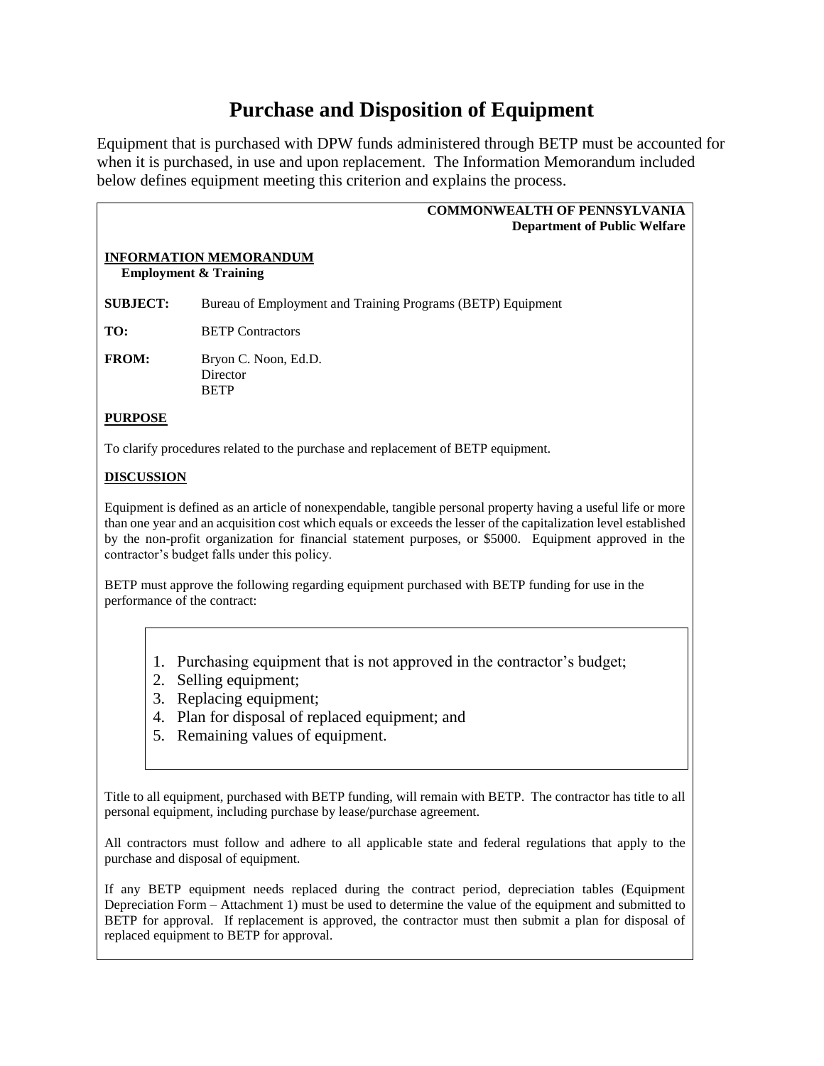# Purchase and Disposition of Equipment

Equipment that is purchased with DPW funds administered through BETP must be accounted for when it is purchased, in use and upon replacement. The Information Memorandum included below defines equipment meeting this criterion and explains the process.

**COMMONWEALTH OF PENNSYLVANIA**
**Department of Public Welfare**

**INFORMATION MEMORANDUM**
**Employment & Training**

**SUBJECT:** Bureau of Employment and Training Programs (BETP) Equipment

**TO:** BETP Contractors

**FROM:** Bryon C. Noon, Ed.D.
Director
BETP

**PURPOSE**

To clarify procedures related to the purchase and replacement of BETP equipment.

**DISCUSSION**

Equipment is defined as an article of nonexpendable, tangible personal property having a useful life or more than one year and an acquisition cost which equals or exceeds the lesser of the capitalization level established by the non-profit organization for financial statement purposes, or $5000. Equipment approved in the contractor's budget falls under this policy.

BETP must approve the following regarding equipment purchased with BETP funding for use in the performance of the contract:

1. Purchasing equipment that is not approved in the contractor's budget;
2. Selling equipment;
3. Replacing equipment;
4. Plan for disposal of replaced equipment; and
5. Remaining values of equipment.

Title to all equipment, purchased with BETP funding, will remain with BETP. The contractor has title to all personal equipment, including purchase by lease/purchase agreement.

All contractors must follow and adhere to all applicable state and federal regulations that apply to the purchase and disposal of equipment.

If any BETP equipment needs replaced during the contract period, depreciation tables (Equipment Depreciation Form – Attachment 1) must be used to determine the value of the equipment and submitted to BETP for approval. If replacement is approved, the contractor must then submit a plan for disposal of replaced equipment to BETP for approval.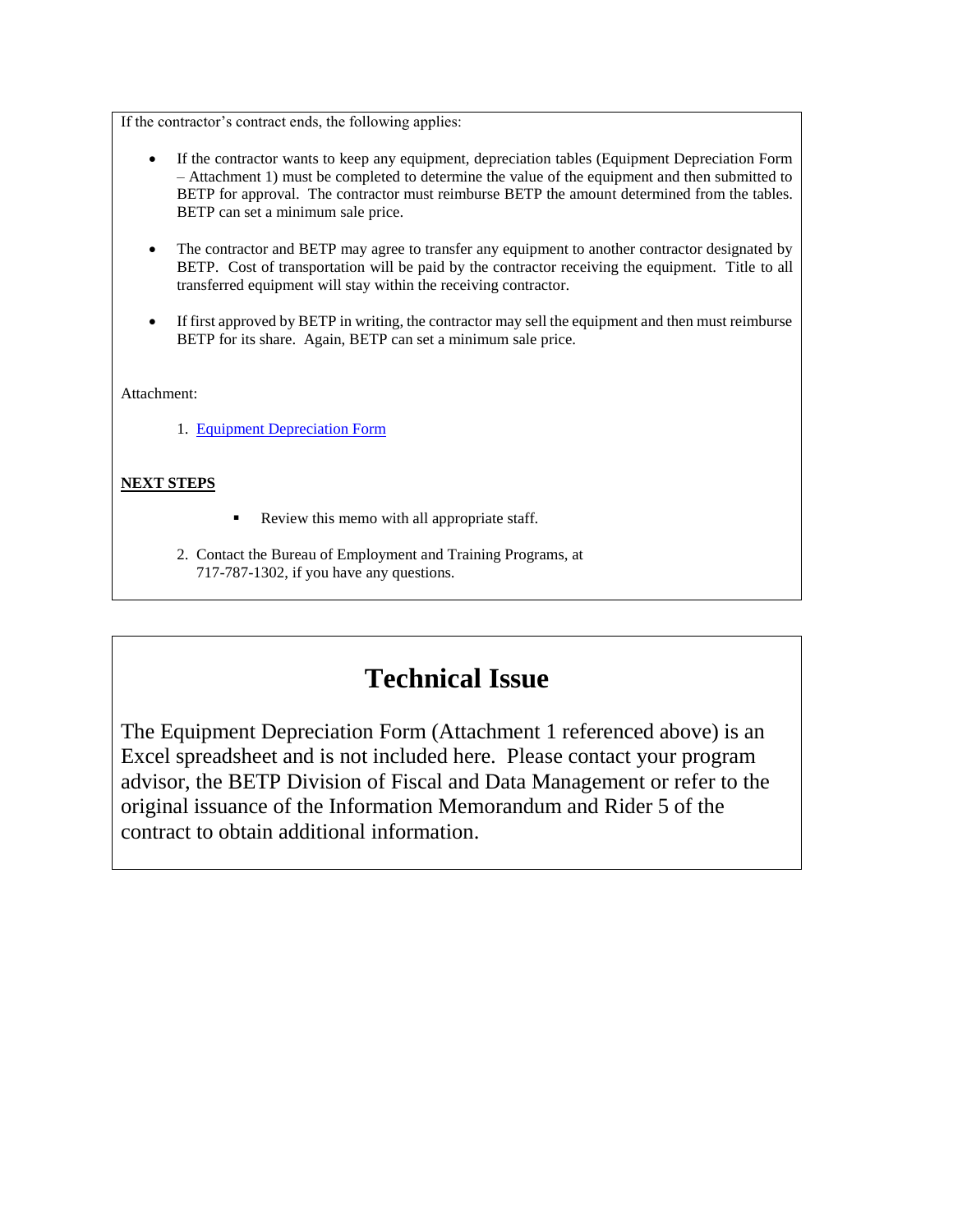If the contractor's contract ends, the following applies:

- If the contractor wants to keep any equipment, depreciation tables (Equipment Depreciation Form – Attachment 1) must be completed to determine the value of the equipment and then submitted to BETP for approval. The contractor must reimburse BETP the amount determined from the tables. BETP can set a minimum sale price.

- The contractor and BETP may agree to transfer any equipment to another contractor designated by BETP. Cost of transportation will be paid by the contractor receiving the equipment. Title to all transferred equipment will stay within the receiving contractor.

- If first approved by BETP in writing, the contractor may sell the equipment and then must reimburse BETP for its share. Again, BETP can set a minimum sale price.

Attachment:

1. Equipment Depreciation Form

**NEXT STEPS**

- Review this memo with all appropriate staff.

2. Contact the Bureau of Employment and Training Programs, at 717-787-1302, if you have any questions.

# Technical Issue

The Equipment Depreciation Form (Attachment 1 referenced above) is an Excel spreadsheet and is not included here. Please contact your program advisor, the BETP Division of Fiscal and Data Management or refer to the original issuance of the Information Memorandum and Rider 5 of the contract to obtain additional information.